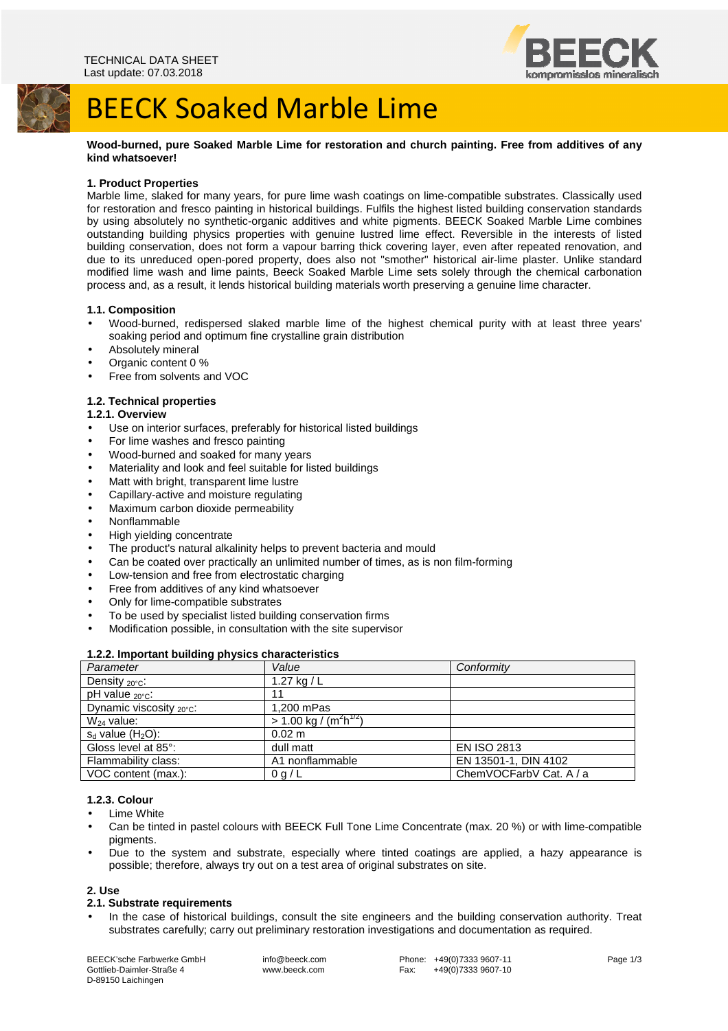TECHNICAL DATA SHEET
Last update: 07.03.2018

# BEECK Soaked Marble Lime

**Wood-burned, pure Soaked Marble Lime for restoration and church painting. Free from additives of any kind whatsoever!**

#### 1. Product Properties

Marble lime, slaked for many years, for pure lime wash coatings on lime-compatible substrates. Classically used for restoration and fresco painting in historical buildings. Fulfils the highest listed building conservation standards by using absolutely no synthetic-organic additives and white pigments. BEECK Soaked Marble Lime combines outstanding building physics properties with genuine lustred lime effect. Reversible in the interests of listed building conservation, does not form a vapour barring thick covering layer, even after repeated renovation, and due to its unreduced open-pored property, does also not "smother" historical air-lime plaster. Unlike standard modified lime wash and lime paints, Beeck Soaked Marble Lime sets solely through the chemical carbonation process and, as a result, it lends historical building materials worth preserving a genuine lime character.

#### 1.1. Composition

- Wood-burned, redispersed slaked marble lime of the highest chemical purity with at least three years' soaking period and optimum fine crystalline grain distribution
- Absolutely mineral
- Organic content 0 %
- Free from solvents and VOC

#### 1.2. Technical properties

##### 1.2.1. Overview

- Use on interior surfaces, preferably for historical listed buildings
- For lime washes and fresco painting
- Wood-burned and soaked for many years
- Materiality and look and feel suitable for listed buildings
- Matt with bright, transparent lime lustre
- Capillary-active and moisture regulating
- Maximum carbon dioxide permeability
- Nonflammable
- High yielding concentrate
- The product's natural alkalinity helps to prevent bacteria and mould
- Can be coated over practically an unlimited number of times, as is non film-forming
- Low-tension and free from electrostatic charging
- Free from additives of any kind whatsoever
- Only for lime-compatible substrates
- To be used by specialist listed building conservation firms
- Modification possible, in consultation with the site supervisor

##### 1.2.2. Important building physics characteristics

| Parameter | Value | Conformity |
|---|---|---|
| Density $_{20°C}$: | 1.27 kg / L | |
| pH value $_{20°C}$: | 11 | |
| Dynamic viscosity $_{20°C}$: | 1,200 mPas | |
| $W_{24}$ value: | > 1.00 kg / ($m^2h^{1/2}$) | |
| $s_d$ value ($H_2O$): | 0.02 m | |
| Gloss level at 85°: | dull matt | EN ISO 2813 |
| Flammability class: | A1 nonflammable | EN 13501-1, DIN 4102 |
| VOC content (max.): | 0 g / L | ChemVOCFarbV Cat. A / a |

##### 1.2.3. Colour

- Lime White
- Can be tinted in pastel colours with BEECK Full Tone Lime Concentrate (max. 20 %) or with lime-compatible pigments.
- Due to the system and substrate, especially where tinted coatings are applied, a hazy appearance is possible; therefore, always try out on a test area of original substrates on site.

#### 2. Use

#### 2.1. Substrate requirements

- In the case of historical buildings, consult the site engineers and the building conservation authority. Treat substrates carefully; carry out preliminary restoration investigations and documentation as required.

BEECK'sche Farbwerke GmbH
Gottlieb-Daimler-Straße 4
D-89150 Laichingen

info@beeck.com
www.beeck.com

Phone: +49(0)7333 9607-11
Fax: +49(0)7333 9607-10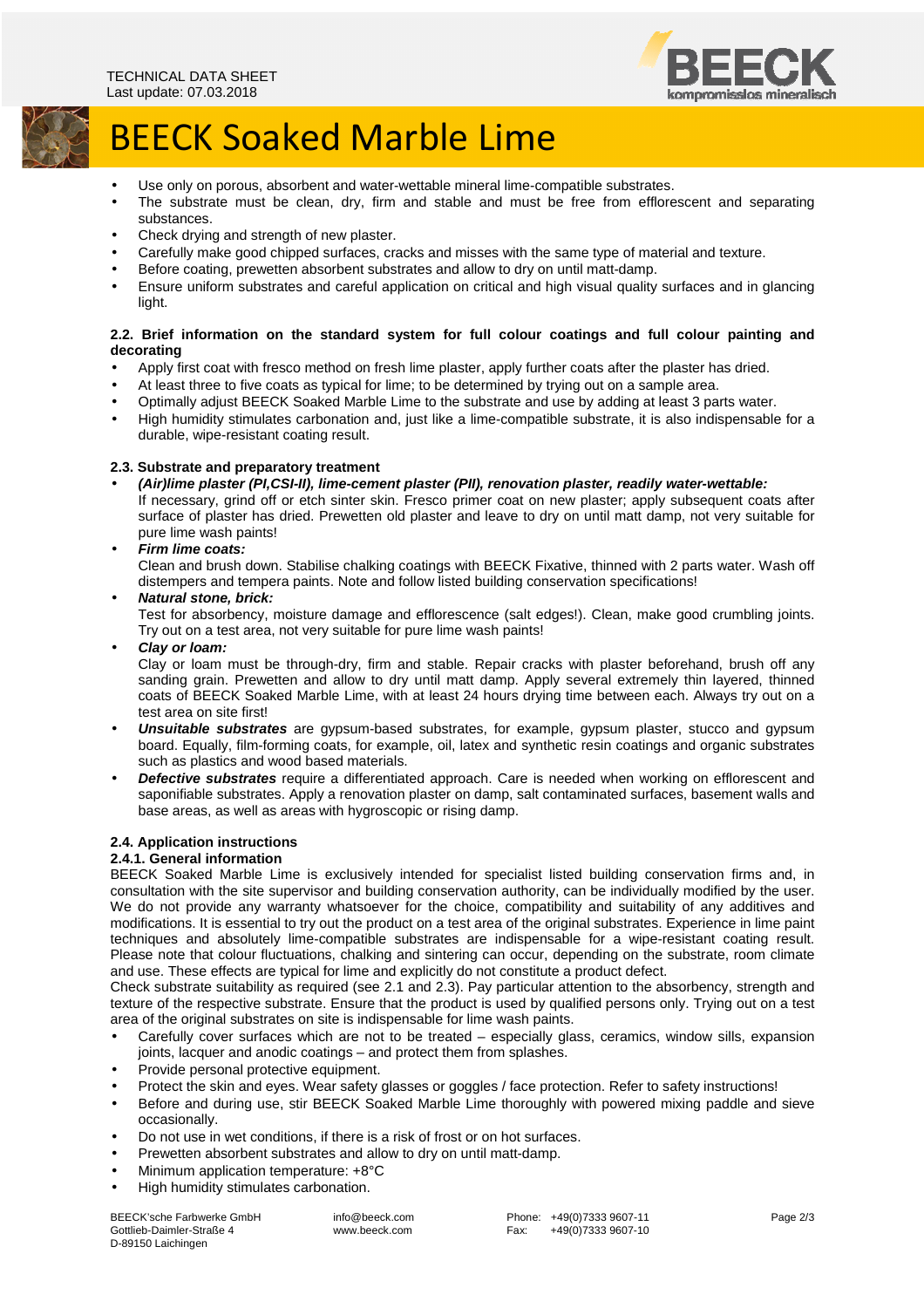# BEECK Soaked Marble Lime

- Use only on porous, absorbent and water-wettable mineral lime-compatible substrates.
- The substrate must be clean, dry, firm and stable and must be free from efflorescent and separating substances.
- Check drying and strength of new plaster.
- Carefully make good chipped surfaces, cracks and misses with the same type of material and texture.
- Before coating, prewetten absorbent substrates and allow to dry on until matt-damp.
- Ensure uniform substrates and careful application on critical and high visual quality surfaces and in glancing light.

**2.2. Brief information on the standard system for full colour coatings and full colour painting and decorating**

- Apply first coat with fresco method on fresh lime plaster, apply further coats after the plaster has dried.
- At least three to five coats as typical for lime; to be determined by trying out on a sample area.
- Optimally adjust BEECK Soaked Marble Lime to the substrate and use by adding at least 3 parts water.
- High humidity stimulates carbonation and, just like a lime-compatible substrate, it is also indispensable for a durable, wipe-resistant coating result.

**2.3. Substrate and preparatory treatment**

- ***(Air)lime plaster (PI,CSI-II), lime-cement plaster (PII), renovation plaster, readily water-wettable:*** If necessary, grind off or etch sinter skin. Fresco primer coat on new plaster; apply subsequent coats after surface of plaster has dried. Prewetten old plaster and leave to dry on until matt damp, not very suitable for pure lime wash paints!
- ***Firm lime coats:*** Clean and brush down. Stabilise chalking coatings with BEECK Fixative, thinned with 2 parts water. Wash off distempers and tempera paints. Note and follow listed building conservation specifications!
- ***Natural stone, brick:*** Test for absorbency, moisture damage and efflorescence (salt edges!). Clean, make good crumbling joints. Try out on a test area, not very suitable for pure lime wash paints!
- ***Clay or loam:*** Clay or loam must be through-dry, firm and stable. Repair cracks with plaster beforehand, brush off any sanding grain. Prewetten and allow to dry until matt damp. Apply several extremely thin layered, thinned coats of BEECK Soaked Marble Lime, with at least 24 hours drying time between each. Always try out on a test area on site first!
- ***Unsuitable substrates*** are gypsum-based substrates, for example, gypsum plaster, stucco and gypsum board. Equally, film-forming coats, for example, oil, latex and synthetic resin coatings and organic substrates such as plastics and wood based materials.
- ***Defective substrates*** require a differentiated approach. Care is needed when working on efflorescent and saponifiable substrates. Apply a renovation plaster on damp, salt contaminated surfaces, basement walls and base areas, as well as areas with hygroscopic or rising damp.

**2.4. Application instructions**

**2.4.1. General information**

BEECK Soaked Marble Lime is exclusively intended for specialist listed building conservation firms and, in consultation with the site supervisor and building conservation authority, can be individually modified by the user. We do not provide any warranty whatsoever for the choice, compatibility and suitability of any additives and modifications. It is essential to try out the product on a test area of the original substrates. Experience in lime paint techniques and absolutely lime-compatible substrates are indispensable for a wipe-resistant coating result. Please note that colour fluctuations, chalking and sintering can occur, depending on the substrate, room climate and use. These effects are typical for lime and explicitly do not constitute a product defect.

Check substrate suitability as required (see 2.1 and 2.3). Pay particular attention to the absorbency, strength and texture of the respective substrate. Ensure that the product is used by qualified persons only. Trying out on a test area of the original substrates on site is indispensable for lime wash paints.

- Carefully cover surfaces which are not to be treated – especially glass, ceramics, window sills, expansion joints, lacquer and anodic coatings – and protect them from splashes.
- Provide personal protective equipment.
- Protect the skin and eyes. Wear safety glasses or goggles / face protection. Refer to safety instructions!
- Before and during use, stir BEECK Soaked Marble Lime thoroughly with powered mixing paddle and sieve occasionally.
- Do not use in wet conditions, if there is a risk of frost or on hot surfaces.
- Prewetten absorbent substrates and allow to dry on until matt-damp.
- Minimum application temperature: +8°C
- High humidity stimulates carbonation.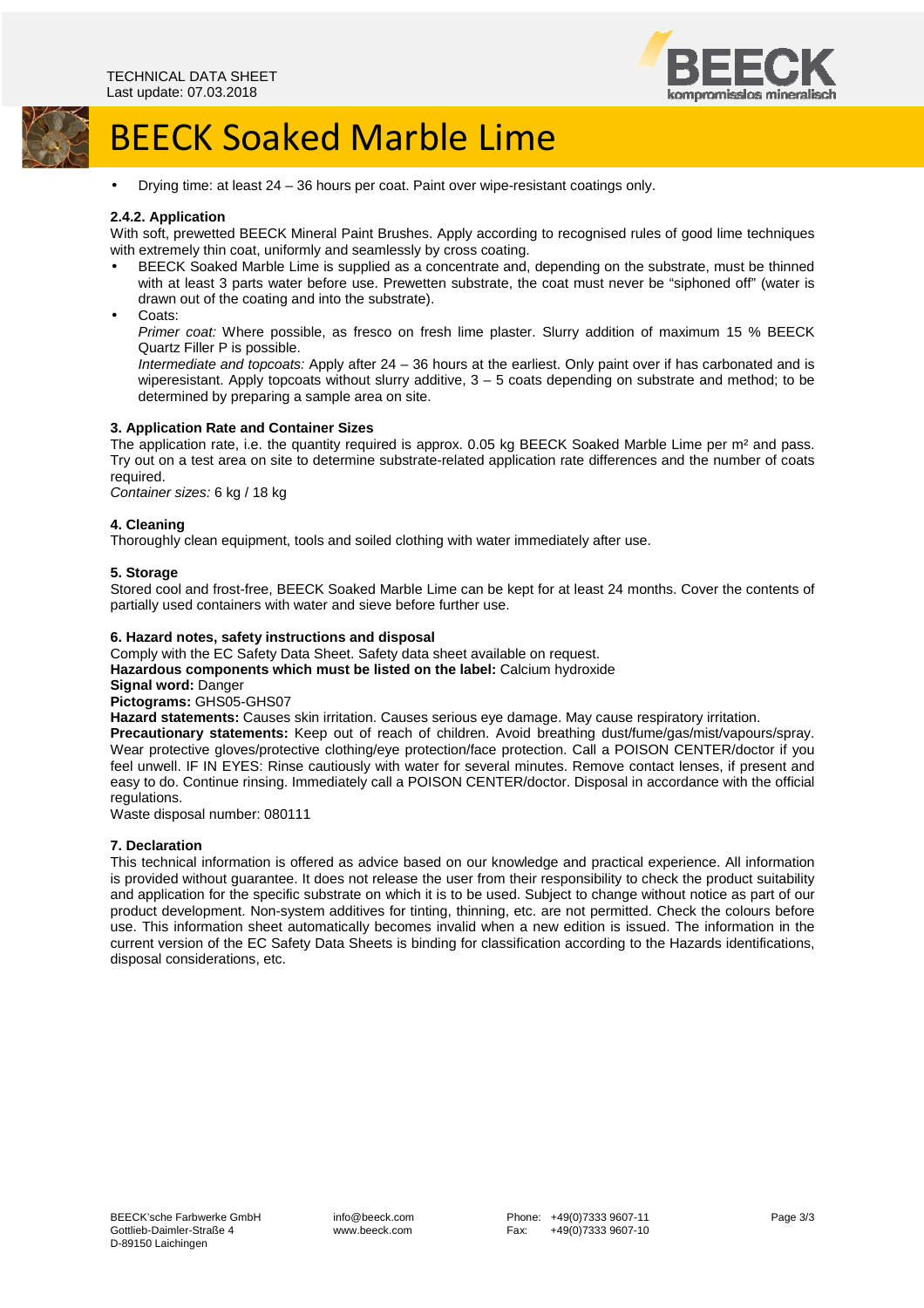- Drying time: at least 24 – 36 hours per coat. Paint over wipe-resistant coatings only.

### 2.4.2. Application

With soft, prewetted BEECK Mineral Paint Brushes. Apply according to recognised rules of good lime techniques with extremely thin coat, uniformly and seamlessly by cross coating.

- BEECK Soaked Marble Lime is supplied as a concentrate and, depending on the substrate, must be thinned with at least 3 parts water before use. Prewetten substrate, the coat must never be "siphoned off" (water is drawn out of the coating and into the substrate).
- Coats:
  *Primer coat:* Where possible, as fresco on fresh lime plaster. Slurry addition of maximum 15 % BEECK Quartz Filler P is possible.
  *Intermediate and topcoats:* Apply after 24 – 36 hours at the earliest. Only paint over if has carbonated and is wiperesistant. Apply topcoats without slurry additive, 3 – 5 coats depending on substrate and method; to be determined by preparing a sample area on site.

## 3. Application Rate and Container Sizes

The application rate, i.e. the quantity required is approx. 0.05 kg BEECK Soaked Marble Lime per m² and pass. Try out on a test area on site to determine substrate-related application rate differences and the number of coats required.

*Container sizes:* 6 kg / 18 kg

## 4. Cleaning

Thoroughly clean equipment, tools and soiled clothing with water immediately after use.

## 5. Storage

Stored cool and frost-free, BEECK Soaked Marble Lime can be kept for at least 24 months. Cover the contents of partially used containers with water and sieve before further use.

## 6. Hazard notes, safety instructions and disposal

Comply with the EC Safety Data Sheet. Safety data sheet available on request.

**Hazardous components which must be listed on the label:** Calcium hydroxide

**Signal word:** Danger

**Pictograms:** GHS05-GHS07

**Hazard statements:** Causes skin irritation. Causes serious eye damage. May cause respiratory irritation.

**Precautionary statements:** Keep out of reach of children. Avoid breathing dust/fume/gas/mist/vapours/spray. Wear protective gloves/protective clothing/eye protection/face protection. Call a POISON CENTER/doctor if you feel unwell. IF IN EYES: Rinse cautiously with water for several minutes. Remove contact lenses, if present and easy to do. Continue rinsing. Immediately call a POISON CENTER/doctor. Disposal in accordance with the official regulations.

Waste disposal number: 080111

## 7. Declaration

This technical information is offered as advice based on our knowledge and practical experience. All information is provided without guarantee. It does not release the user from their responsibility to check the product suitability and application for the specific substrate on which it is to be used. Subject to change without notice as part of our product development. Non-system additives for tinting, thinning, etc. are not permitted. Check the colours before use. This information sheet automatically becomes invalid when a new edition is issued. The information in the current version of the EC Safety Data Sheets is binding for classification according to the Hazards identifications, disposal considerations, etc.